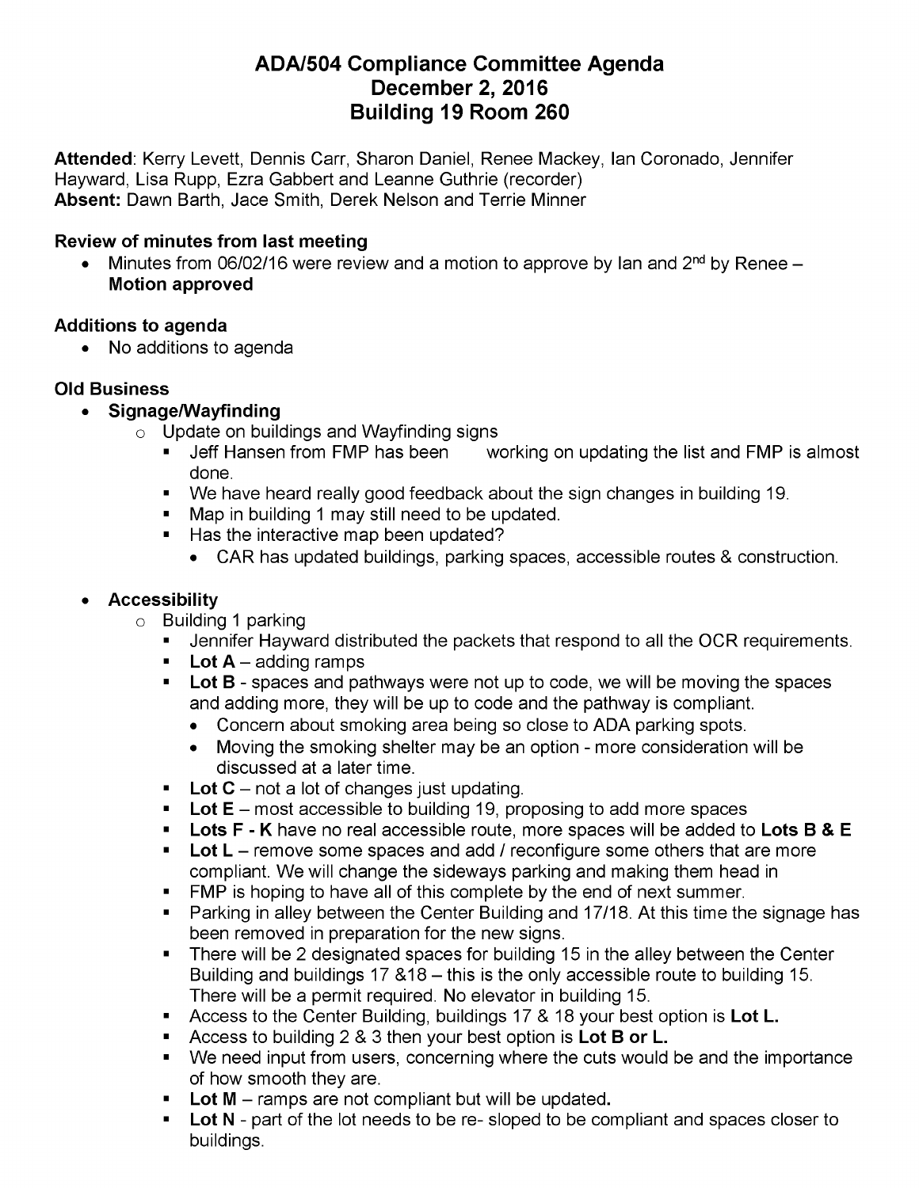# ADA/504 Compliance Committee Agenda
# December 2, 2016
# Building 19 Room 260

**Attended**: Kerry Levett, Dennis Carr, Sharon Daniel, Renee Mackey, Ian Coronado, Jennifer Hayward, Lisa Rupp, Ezra Gabbert and Leanne Guthrie (recorder)
**Absent:** Dawn Barth, Jace Smith, Derek Nelson and Terrie Minner

**Review of minutes from last meeting**

- Minutes from 06/02/16 were review and a motion to approve by Ian and 2nd by Renee – **Motion approved**

**Additions to agenda**

- No additions to agenda

**Old Business**

- **Signage/Wayfinding**
  - Update on buildings and Wayfinding signs
    - Jeff Hansen from FMP has been working on updating the list and FMP is almost done.
    - We have heard really good feedback about the sign changes in building 19.
    - Map in building 1 may still need to be updated.
    - Has the interactive map been updated?
      - CAR has updated buildings, parking spaces, accessible routes & construction.

- **Accessibility**
  - Building 1 parking
    - Jennifer Hayward distributed the packets that respond to all the OCR requirements.
    - **Lot A** – adding ramps
    - **Lot B** - spaces and pathways were not up to code, we will be moving the spaces and adding more, they will be up to code and the pathway is compliant.
      - Concern about smoking area being so close to ADA parking spots.
      - Moving the smoking shelter may be an option - more consideration will be discussed at a later time.
    - **Lot C** – not a lot of changes just updating.
    - **Lot E** – most accessible to building 19, proposing to add more spaces
    - **Lots F - K** have no real accessible route, more spaces will be added to **Lots B & E**
    - **Lot L** – remove some spaces and add / reconfigure some others that are more compliant. We will change the sideways parking and making them head in
    - FMP is hoping to have all of this complete by the end of next summer.
    - Parking in alley between the Center Building and 17/18. At this time the signage has been removed in preparation for the new signs.
    - There will be 2 designated spaces for building 15 in the alley between the Center Building and buildings 17 &18 – this is the only accessible route to building 15. There will be a permit required. No elevator in building 15.
    - Access to the Center Building, buildings 17 & 18 your best option is **Lot L.**
    - Access to building 2 & 3 then your best option is **Lot B or L.**
    - We need input from users, concerning where the cuts would be and the importance of how smooth they are.
    - **Lot M** – ramps are not compliant but will be updated**.**
    - **Lot N** - part of the lot needs to be re- sloped to be compliant and spaces closer to buildings.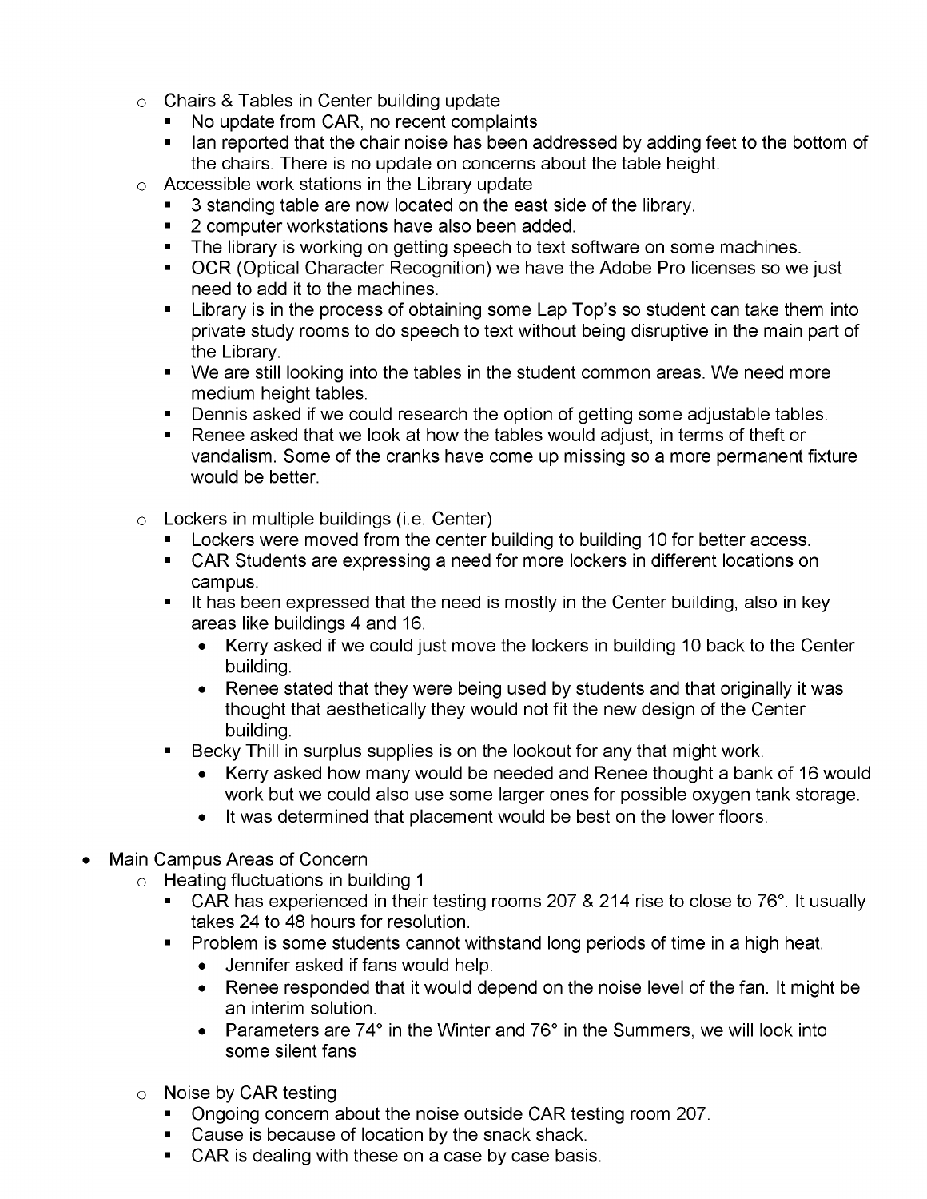- Chairs & Tables in Center building update
  - No update from CAR, no recent complaints
  - Ian reported that the chair noise has been addressed by adding feet to the bottom of the chairs. There is no update on concerns about the table height.
- Accessible work stations in the Library update
  - 3 standing table are now located on the east side of the library.
  - 2 computer workstations have also been added.
  - The library is working on getting speech to text software on some machines.
  - OCR (Optical Character Recognition) we have the Adobe Pro licenses so we just need to add it to the machines.
  - Library is in the process of obtaining some Lap Top's so student can take them into private study rooms to do speech to text without being disruptive in the main part of the Library.
  - We are still looking into the tables in the student common areas. We need more medium height tables.
  - Dennis asked if we could research the option of getting some adjustable tables.
  - Renee asked that we look at how the tables would adjust, in terms of theft or vandalism. Some of the cranks have come up missing so a more permanent fixture would be better.
- Lockers in multiple buildings (i.e. Center)
  - Lockers were moved from the center building to building 10 for better access.
  - CAR Students are expressing a need for more lockers in different locations on campus.
  - It has been expressed that the need is mostly in the Center building, also in key areas like buildings 4 and 16.
    - Kerry asked if we could just move the lockers in building 10 back to the Center building.
    - Renee stated that they were being used by students and that originally it was thought that aesthetically they would not fit the new design of the Center building.
  - Becky Thill in surplus supplies is on the lookout for any that might work.
    - Kerry asked how many would be needed and Renee thought a bank of 16 would work but we could also use some larger ones for possible oxygen tank storage.
    - It was determined that placement would be best on the lower floors.

- Main Campus Areas of Concern
  - Heating fluctuations in building 1
    - CAR has experienced in their testing rooms 207 & 214 rise to close to 76°. It usually takes 24 to 48 hours for resolution.
    - Problem is some students cannot withstand long periods of time in a high heat.
      - Jennifer asked if fans would help.
      - Renee responded that it would depend on the noise level of the fan. It might be an interim solution.
      - Parameters are 74° in the Winter and 76° in the Summers, we will look into some silent fans
  - Noise by CAR testing
    - Ongoing concern about the noise outside CAR testing room 207.
    - Cause is because of location by the snack shack.
    - CAR is dealing with these on a case by case basis.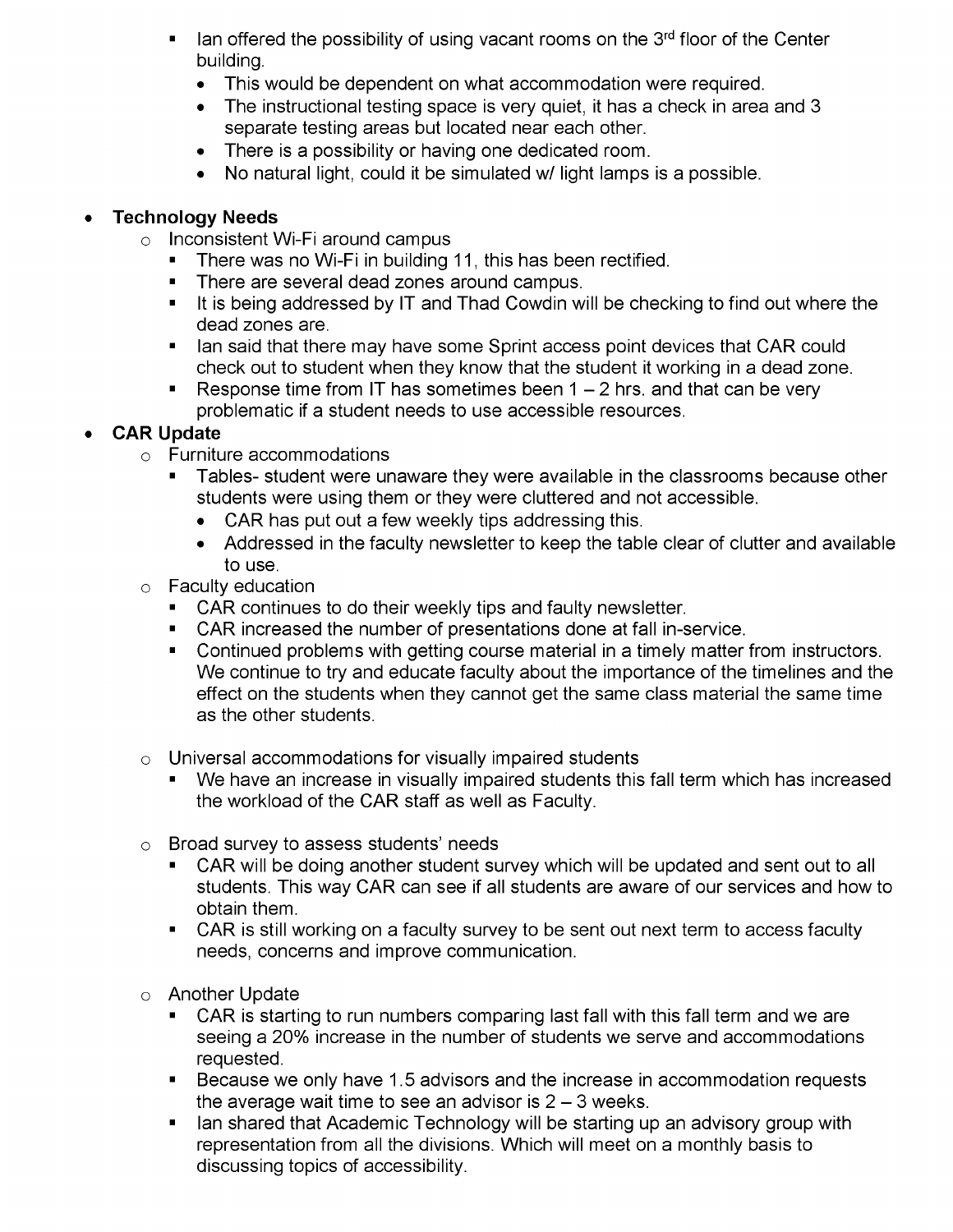- Ian offered the possibility of using vacant rooms on the 3rd floor of the Center building.
  - This would be dependent on what accommodation were required.
  - The instructional testing space is very quiet, it has a check in area and 3 separate testing areas but located near each other.
  - There is a possibility or having one dedicated room.
  - No natural light, could it be simulated w/ light lamps is a possible.

- **Technology Needs**
  - Inconsistent Wi-Fi around campus
    - There was no Wi-Fi in building 11, this has been rectified.
    - There are several dead zones around campus.
    - It is being addressed by IT and Thad Cowdin will be checking to find out where the dead zones are.
    - Ian said that there may have some Sprint access point devices that CAR could check out to student when they know that the student it working in a dead zone.
    - Response time from IT has sometimes been 1 – 2 hrs. and that can be very problematic if a student needs to use accessible resources.
- **CAR Update**
  - Furniture accommodations
    - Tables- student were unaware they were available in the classrooms because other students were using them or they were cluttered and not accessible.
      - CAR has put out a few weekly tips addressing this.
      - Addressed in the faculty newsletter to keep the table clear of clutter and available to use.
  - Faculty education
    - CAR continues to do their weekly tips and faulty newsletter.
    - CAR increased the number of presentations done at fall in-service.
    - Continued problems with getting course material in a timely matter from instructors. We continue to try and educate faculty about the importance of the timelines and the effect on the students when they cannot get the same class material the same time as the other students.

  - Universal accommodations for visually impaired students
    - We have an increase in visually impaired students this fall term which has increased the workload of the CAR staff as well as Faculty.

  - Broad survey to assess students' needs
    - CAR will be doing another student survey which will be updated and sent out to all students. This way CAR can see if all students are aware of our services and how to obtain them.
    - CAR is still working on a faculty survey to be sent out next term to access faculty needs, concerns and improve communication.

  - Another Update
    - CAR is starting to run numbers comparing last fall with this fall term and we are seeing a 20% increase in the number of students we serve and accommodations requested.
    - Because we only have 1.5 advisors and the increase in accommodation requests the average wait time to see an advisor is 2 – 3 weeks.
    - Ian shared that Academic Technology will be starting up an advisory group with representation from all the divisions. Which will meet on a monthly basis to discussing topics of accessibility.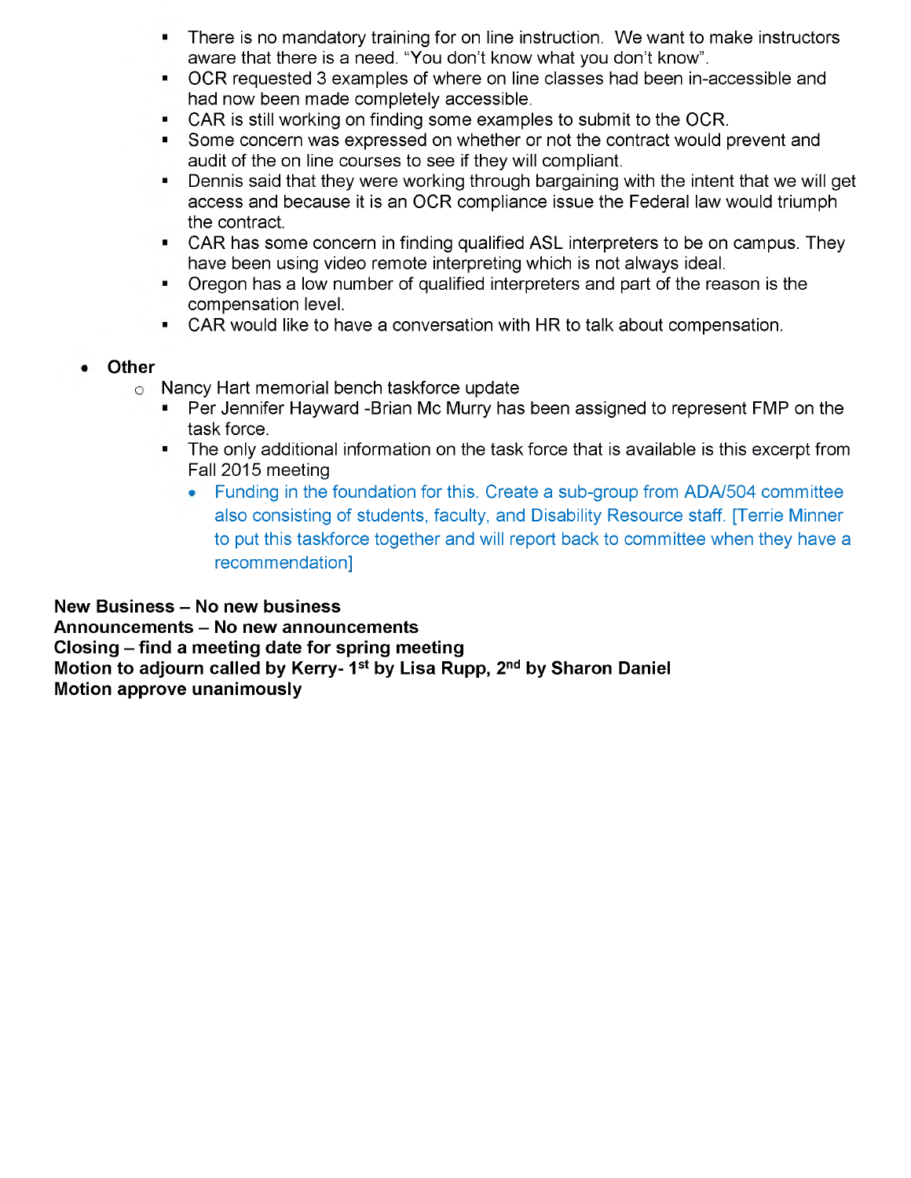- There is no mandatory training for on line instruction. We want to make instructors aware that there is a need. "You don't know what you don't know".
    - OCR requested 3 examples of where on line classes had been in-accessible and had now been made completely accessible.
    - CAR is still working on finding some examples to submit to the OCR.
    - Some concern was expressed on whether or not the contract would prevent and audit of the on line courses to see if they will compliant.
    - Dennis said that they were working through bargaining with the intent that we will get access and because it is an OCR compliance issue the Federal law would triumph the contract.
    - CAR has some concern in finding qualified ASL interpreters to be on campus. They have been using video remote interpreting which is not always ideal.
    - Oregon has a low number of qualified interpreters and part of the reason is the compensation level.
    - CAR would like to have a conversation with HR to talk about compensation.

- **Other**
  - Nancy Hart memorial bench taskforce update
    - Per Jennifer Hayward -Brian Mc Murry has been assigned to represent FMP on the task force.
    - The only additional information on the task force that is available is this excerpt from Fall 2015 meeting
      - Funding in the foundation for this. Create a sub-group from ADA/504 committee also consisting of students, faculty, and Disability Resource staff. [Terrie Minner to put this taskforce together and will report back to committee when they have a recommendation]

**New Business – No new business**
**Announcements – No new announcements**
**Closing – find a meeting date for spring meeting**
**Motion to adjourn called by Kerry- 1st by Lisa Rupp, 2nd by Sharon Daniel**
**Motion approve unanimously**